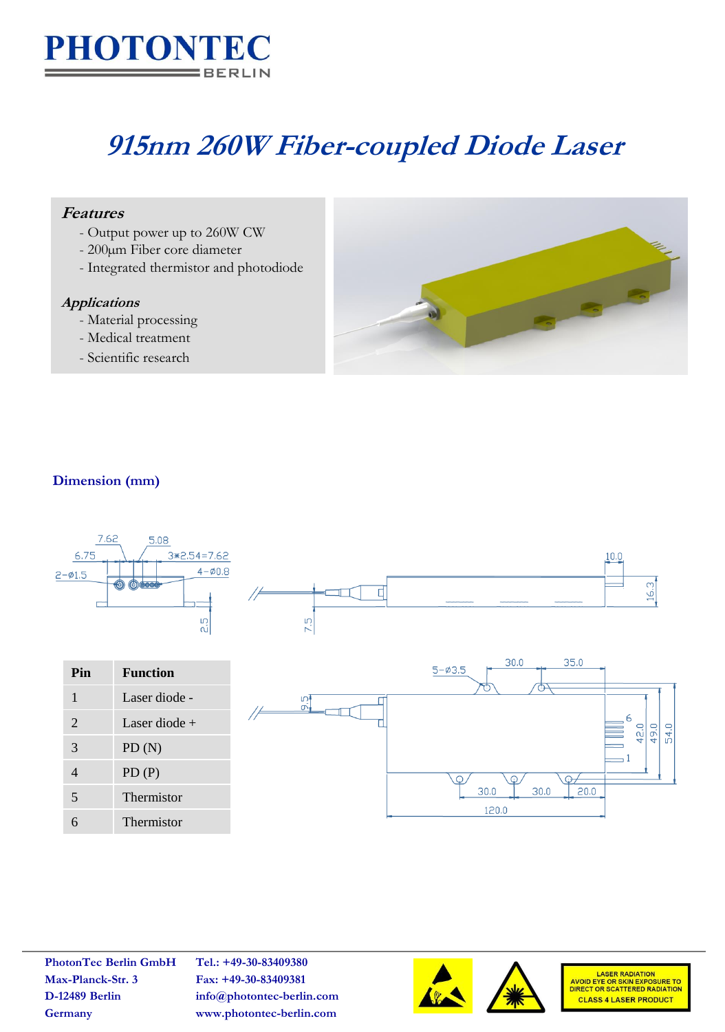# PHOTONTEC

BERLIN

## *915nm 260W Fiber-coupled Diode Laser*

### *Features*

- Output power up to 260W CW
- 200µm Fiber core diameter
- Integrated thermistor and photodiode

### *Applications*

- Material processing
- Medical treatment
- Scientific research

### Dimension (mm)

7.62
5.08
6.75
3*2.54=7.62
2-Ø1.5
4-Ø0.8
2.5
7.5
10.0
16.3
5-Ø3.5
30.0
35.0
9.5
6
1
42.0
49.0
54.0
30.0
30.0
20.0
120.0

| Pin | Function |
|---|---|
| 1 | Laser diode - |
| 2 | Laser diode + |
| 3 | PD (N) |
| 4 | PD (P) |
| 5 | Thermistor |
| 6 | Thermistor |

**PhotonTec Berlin GmbH**
**Max-Planck-Str. 3**
**D-12489 Berlin**
**Germany**

**Tel.: +49-30-83409380**
**Fax: +49-30-83409381**
**info@photontec-berlin.com**
**www.photontec-berlin.com**

LASER RADIATION
AVOID EYE OR SKIN EXPOSURE TO DIRECT OR SCATTERED RADIATION
CLASS 4 LASER PRODUCT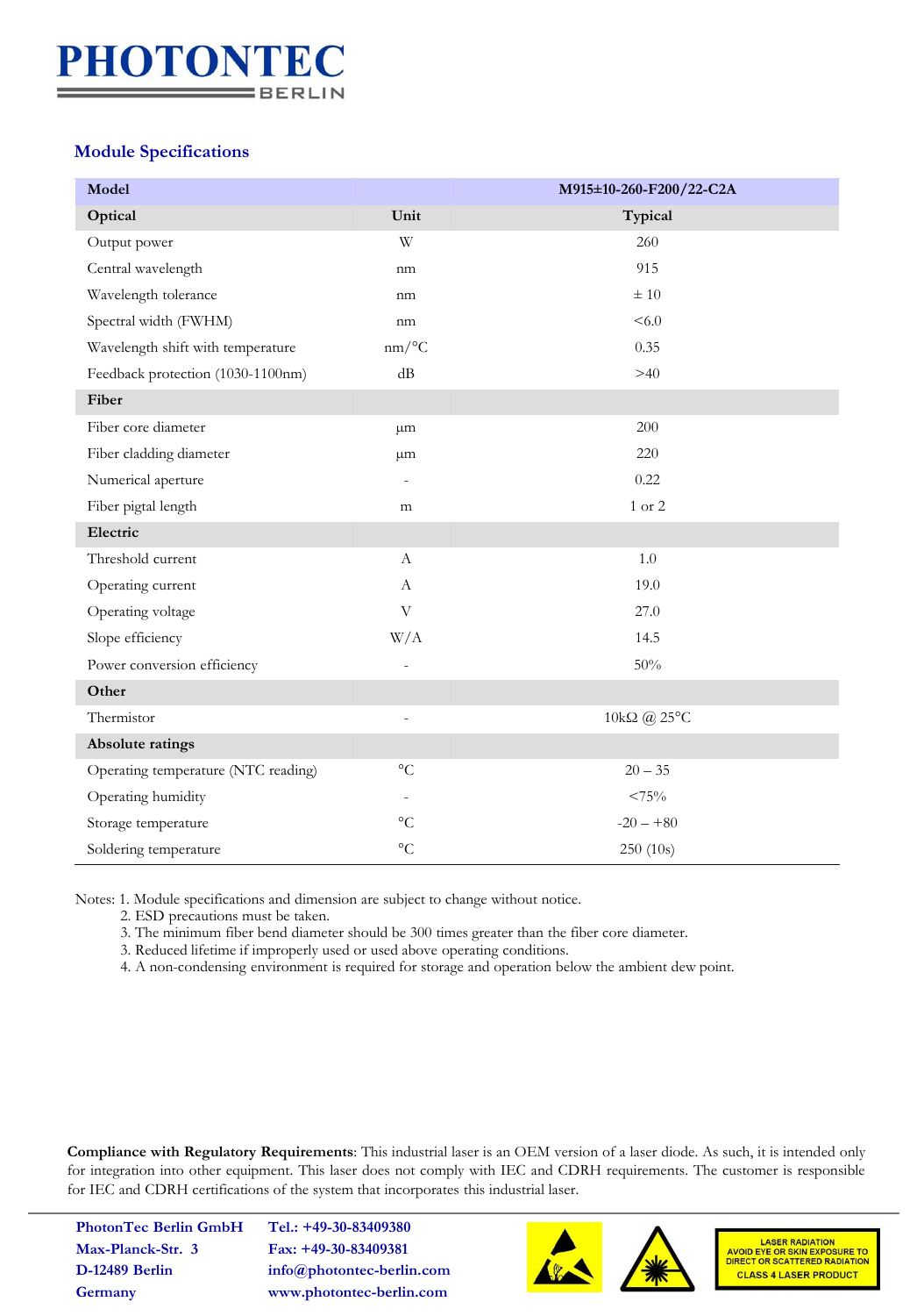## Module Specifications

| Model | | M915±10-260-F200/22-C2A |
|---|---|---|
| **Optical** | **Unit** | **Typical** |
| Output power | W | 260 |
| Central wavelength | nm | 915 |
| Wavelength tolerance | nm | ± 10 |
| Spectral width (FWHM) | nm | <6.0 |
| Wavelength shift with temperature | nm/°C | 0.35 |
| Feedback protection (1030-1100nm) | dB | >40 |
| **Fiber** | | |
| Fiber core diameter | μm | 200 |
| Fiber cladding diameter | μm | 220 |
| Numerical aperture | - | 0.22 |
| Fiber pigtal length | m | 1 or 2 |
| **Electric** | | |
| Threshold current | A | 1.0 |
| Operating current | A | 19.0 |
| Operating voltage | V | 27.0 |
| Slope efficiency | W/A | 14.5 |
| Power conversion efficiency | - | 50% |
| **Other** | | |
| Thermistor | - | 10kΩ @ 25°C |
| **Absolute ratings** | | |
| Operating temperature (NTC reading) | °C | 20 – 35 |
| Operating humidity | - | <75% |
| Storage temperature | °C | -20 – +80 |
| Soldering temperature | °C | 250 (10s) |

Notes: 1. Module specifications and dimension are subject to change without notice.
2. ESD precautions must be taken.
3. The minimum fiber bend diameter should be 300 times greater than the fiber core diameter.
3. Reduced lifetime if improperly used or used above operating conditions.
4. A non-condensing environment is required for storage and operation below the ambient dew point.

**Compliance with Regulatory Requirements**: This industrial laser is an OEM version of a laser diode. As such, it is intended only for integration into other equipment. This laser does not comply with IEC and CDRH requirements. The customer is responsible for IEC and CDRH certifications of the system that incorporates this industrial laser.

**PhotonTec Berlin GmbH**
**Max-Planck-Str. 3**
**D-12489 Berlin**
**Germany**

**Tel.: +49-30-83409380**
**Fax: +49-30-83409381**
**info@photontec-berlin.com**
**www.photontec-berlin.com**

LASER RADIATION
AVOID EYE OR SKIN EXPOSURE TO DIRECT OR SCATTERED RADIATION
CLASS 4 LASER PRODUCT